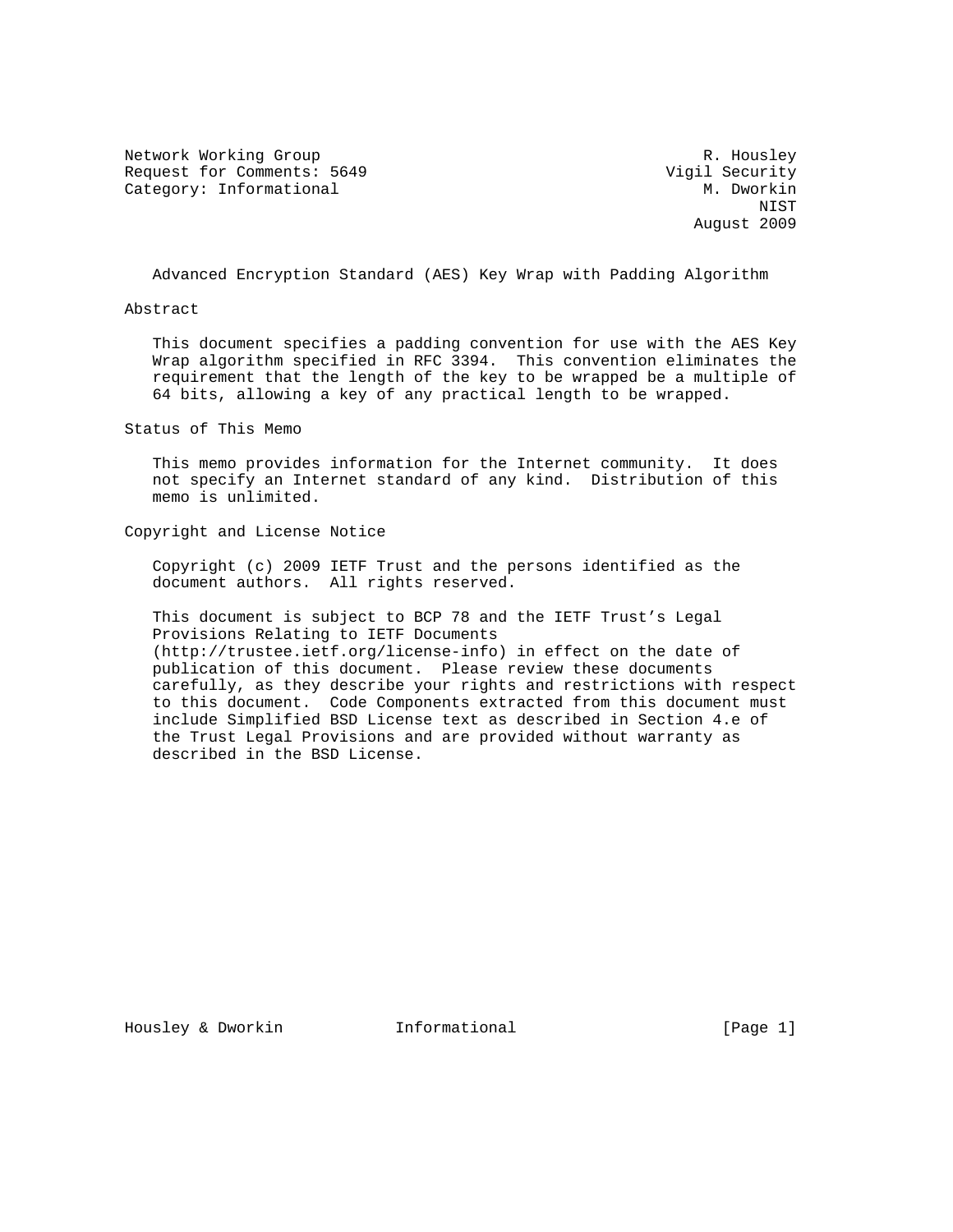Network Working Group R. Housley
Request for Comments: 5649 Vigil Security
Category: Informational M. Dworkin
NIST
August 2009

# Advanced Encryption Standard (AES) Key Wrap with Padding Algorithm

## Abstract

This document specifies a padding convention for use with the AES Key Wrap algorithm specified in RFC 3394. This convention eliminates the requirement that the length of the key to be wrapped be a multiple of 64 bits, allowing a key of any practical length to be wrapped.

## Status of This Memo

This memo provides information for the Internet community. It does not specify an Internet standard of any kind. Distribution of this memo is unlimited.

## Copyright and License Notice

Copyright (c) 2009 IETF Trust and the persons identified as the document authors. All rights reserved.

This document is subject to BCP 78 and the IETF Trust's Legal Provisions Relating to IETF Documents (http://trustee.ietf.org/license-info) in effect on the date of publication of this document. Please review these documents carefully, as they describe your rights and restrictions with respect to this document. Code Components extracted from this document must include Simplified BSD License text as described in Section 4.e of the Trust Legal Provisions and are provided without warranty as described in the BSD License.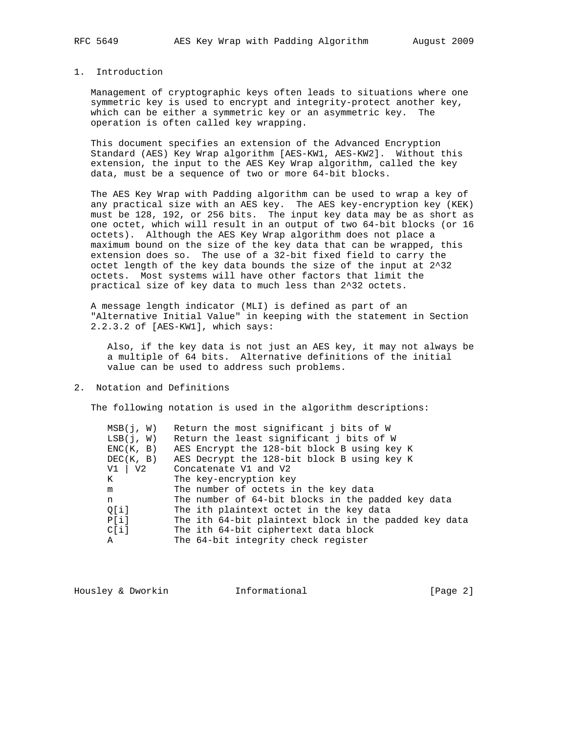## 1. Introduction

Management of cryptographic keys often leads to situations where one symmetric key is used to encrypt and integrity-protect another key, which can be either a symmetric key or an asymmetric key. The operation is often called key wrapping.

This document specifies an extension of the Advanced Encryption Standard (AES) Key Wrap algorithm [AES-KW1, AES-KW2]. Without this extension, the input to the AES Key Wrap algorithm, called the key data, must be a sequence of two or more 64-bit blocks.

The AES Key Wrap with Padding algorithm can be used to wrap a key of any practical size with an AES key. The AES key-encryption key (KEK) must be 128, 192, or 256 bits. The input key data may be as short as one octet, which will result in an output of two 64-bit blocks (or 16 octets). Although the AES Key Wrap algorithm does not place a maximum bound on the size of the key data that can be wrapped, this extension does so. The use of a 32-bit fixed field to carry the octet length of the key data bounds the size of the input at 2^32 octets. Most systems will have other factors that limit the practical size of key data to much less than 2^32 octets.

A message length indicator (MLI) is defined as part of an "Alternative Initial Value" in keeping with the statement in Section 2.2.3.2 of [AES-KW1], which says:

> Also, if the key data is not just an AES key, it may not always be a multiple of 64 bits. Alternative definitions of the initial value can be used to address such problems.

## 2. Notation and Definitions

The following notation is used in the algorithm descriptions:

```
MSB(j, W)   Return the most significant j bits of W
LSB(j, W)   Return the least significant j bits of W
ENC(K, B)   AES Encrypt the 128-bit block B using key K
DEC(K, B)   AES Decrypt the 128-bit block B using key K
V1 | V2     Concatenate V1 and V2
K           The key-encryption key
m           The number of octets in the key data
n           The number of 64-bit blocks in the padded key data
Q[i]        The ith plaintext octet in the key data
P[i]        The ith 64-bit plaintext block in the padded key data
C[i]        The ith 64-bit ciphertext data block
A           The 64-bit integrity check register
```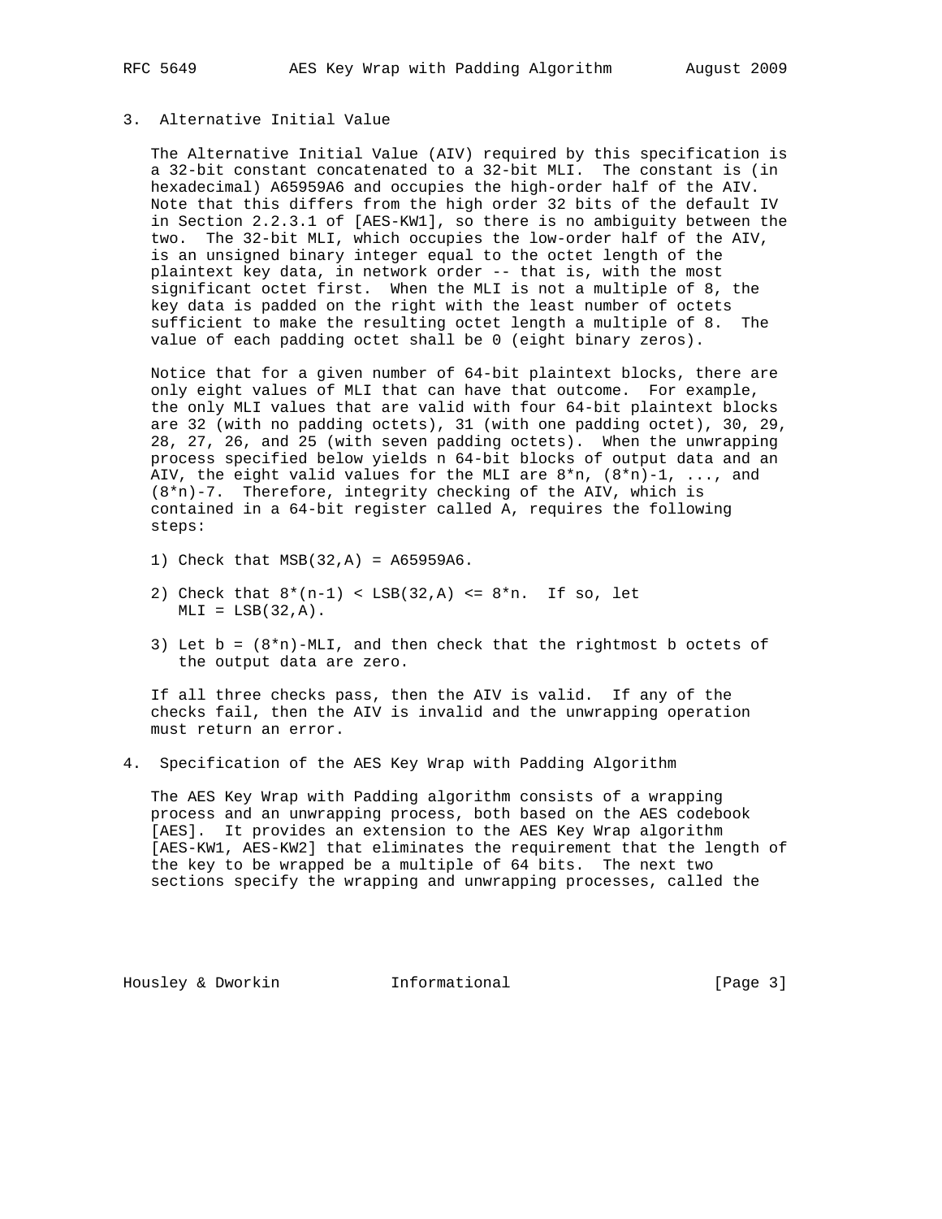## 3. Alternative Initial Value

The Alternative Initial Value (AIV) required by this specification is a 32-bit constant concatenated to a 32-bit MLI. The constant is (in hexadecimal) A65959A6 and occupies the high-order half of the AIV. Note that this differs from the high order 32 bits of the default IV in Section 2.2.3.1 of [AES-KW1], so there is no ambiguity between the two. The 32-bit MLI, which occupies the low-order half of the AIV, is an unsigned binary integer equal to the octet length of the plaintext key data, in network order -- that is, with the most significant octet first. When the MLI is not a multiple of 8, the key data is padded on the right with the least number of octets sufficient to make the resulting octet length a multiple of 8. The value of each padding octet shall be 0 (eight binary zeros).

Notice that for a given number of 64-bit plaintext blocks, there are only eight values of MLI that can have that outcome. For example, the only MLI values that are valid with four 64-bit plaintext blocks are 32 (with no padding octets), 31 (with one padding octet), 30, 29, 28, 27, 26, and 25 (with seven padding octets). When the unwrapping process specified below yields n 64-bit blocks of output data and an AIV, the eight valid values for the MLI are 8*n, (8*n)-1, ..., and (8*n)-7. Therefore, integrity checking of the AIV, which is contained in a 64-bit register called A, requires the following steps:

1) Check that MSB(32,A) = A65959A6.

2) Check that 8*(n-1) < LSB(32,A) <= 8*n. If so, let MLI = LSB(32,A).

3) Let b = (8*n)-MLI, and then check that the rightmost b octets of the output data are zero.

If all three checks pass, then the AIV is valid. If any of the checks fail, then the AIV is invalid and the unwrapping operation must return an error.

## 4. Specification of the AES Key Wrap with Padding Algorithm

The AES Key Wrap with Padding algorithm consists of a wrapping process and an unwrapping process, both based on the AES codebook [AES]. It provides an extension to the AES Key Wrap algorithm [AES-KW1, AES-KW2] that eliminates the requirement that the length of the key to be wrapped be a multiple of 64 bits. The next two sections specify the wrapping and unwrapping processes, called the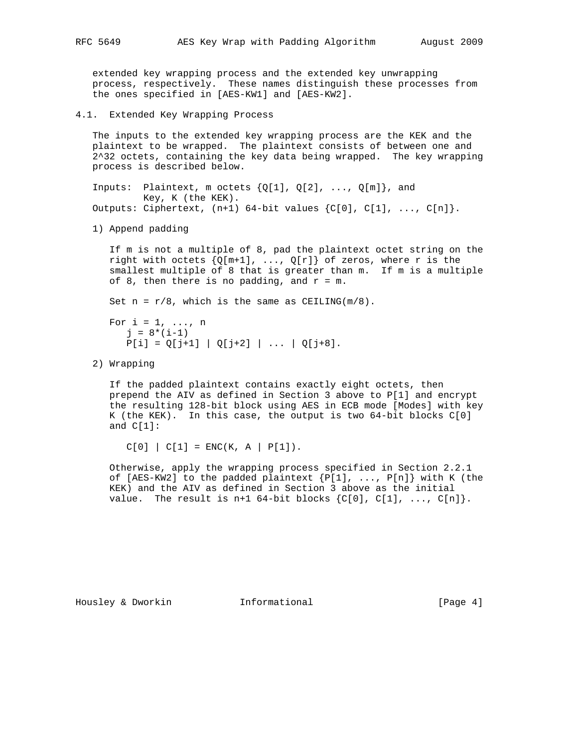extended key wrapping process and the extended key unwrapping process, respectively. These names distinguish these processes from the ones specified in [AES-KW1] and [AES-KW2].

## 4.1. Extended Key Wrapping Process

The inputs to the extended key wrapping process are the KEK and the plaintext to be wrapped. The plaintext consists of between one and $2^{32}$ octets, containing the key data being wrapped. The key wrapping process is described below.

```
Inputs:  Plaintext, m octets {Q[1], Q[2], ..., Q[m]}, and
         Key, K (the KEK).
Outputs: Ciphertext, (n+1) 64-bit values {C[0], C[1], ..., C[n]}.
```

1) Append padding

   If m is not a multiple of 8, pad the plaintext octet string on the right with octets {Q[m+1], ..., Q[r]} of zeros, where r is the smallest multiple of 8 that is greater than m. If m is a multiple of 8, then there is no padding, and r = m.

   Set n = r/8, which is the same as CEILING(m/8).

   ```
   For i = 1, ..., n
      j = 8*(i-1)
      P[i] = Q[j+1] | Q[j+2] | ... | Q[j+8].
   ```

2) Wrapping

   If the padded plaintext contains exactly eight octets, then prepend the AIV as defined in Section 3 above to P[1] and encrypt the resulting 128-bit block using AES in ECB mode [Modes] with key K (the KEK). In this case, the output is two 64-bit blocks C[0] and C[1]:

   ```
   C[0] | C[1] = ENC(K, A | P[1]).
   ```

   Otherwise, apply the wrapping process specified in Section 2.2.1 of [AES-KW2] to the padded plaintext {P[1], ..., P[n]} with K (the KEK) and the AIV as defined in Section 3 above as the initial value. The result is n+1 64-bit blocks {C[0], C[1], ..., C[n]}.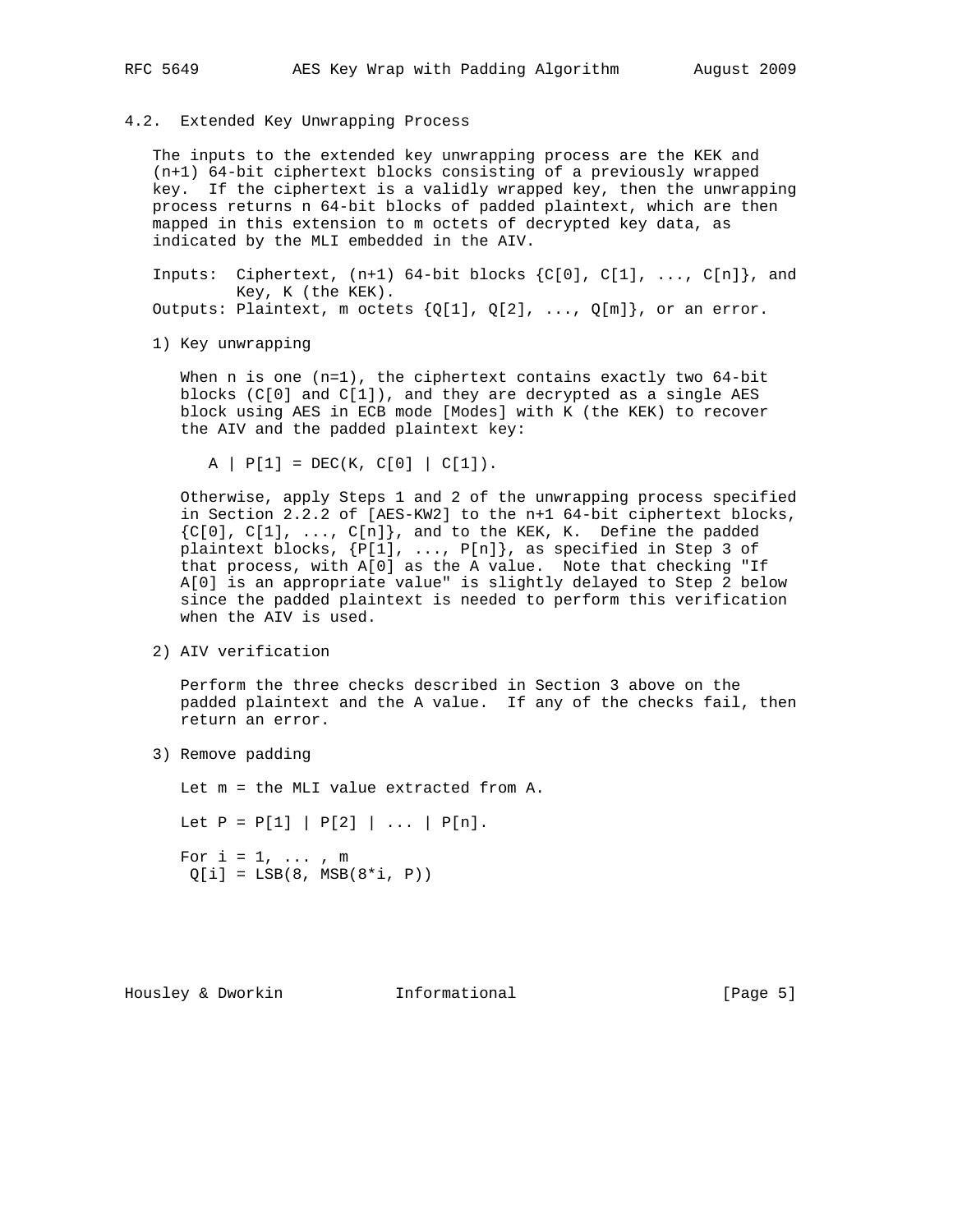### 4.2. Extended Key Unwrapping Process

The inputs to the extended key unwrapping process are the KEK and (n+1) 64-bit ciphertext blocks consisting of a previously wrapped key. If the ciphertext is a validly wrapped key, then the unwrapping process returns n 64-bit blocks of padded plaintext, which are then mapped in this extension to m octets of decrypted key data, as indicated by the MLI embedded in the AIV.

Inputs: Ciphertext, (n+1) 64-bit blocks {C[0], C[1], ..., C[n]}, and Key, K (the KEK).
Outputs: Plaintext, m octets {Q[1], Q[2], ..., Q[m]}, or an error.

1) Key unwrapping

   When n is one (n=1), the ciphertext contains exactly two 64-bit blocks (C[0] and C[1]), and they are decrypted as a single AES block using AES in ECB mode [Modes] with K (the KEK) to recover the AIV and the padded plaintext key:

   ```
   A | P[1] = DEC(K, C[0] | C[1]).
   ```

   Otherwise, apply Steps 1 and 2 of the unwrapping process specified in Section 2.2.2 of [AES-KW2] to the n+1 64-bit ciphertext blocks, {C[0], C[1], ..., C[n]}, and to the KEK, K. Define the padded plaintext blocks, {P[1], ..., P[n]}, as specified in Step 3 of that process, with A[0] as the A value. Note that checking "If A[0] is an appropriate value" is slightly delayed to Step 2 below since the padded plaintext is needed to perform this verification when the AIV is used.

2) AIV verification

   Perform the three checks described in Section 3 above on the padded plaintext and the A value. If any of the checks fail, then return an error.

3) Remove padding

   ```
   Let m = the MLI value extracted from A.

   Let P = P[1] | P[2] | ... | P[n].

   For i = 1, ... , m
    Q[i] = LSB(8, MSB(8*i, P))
   ```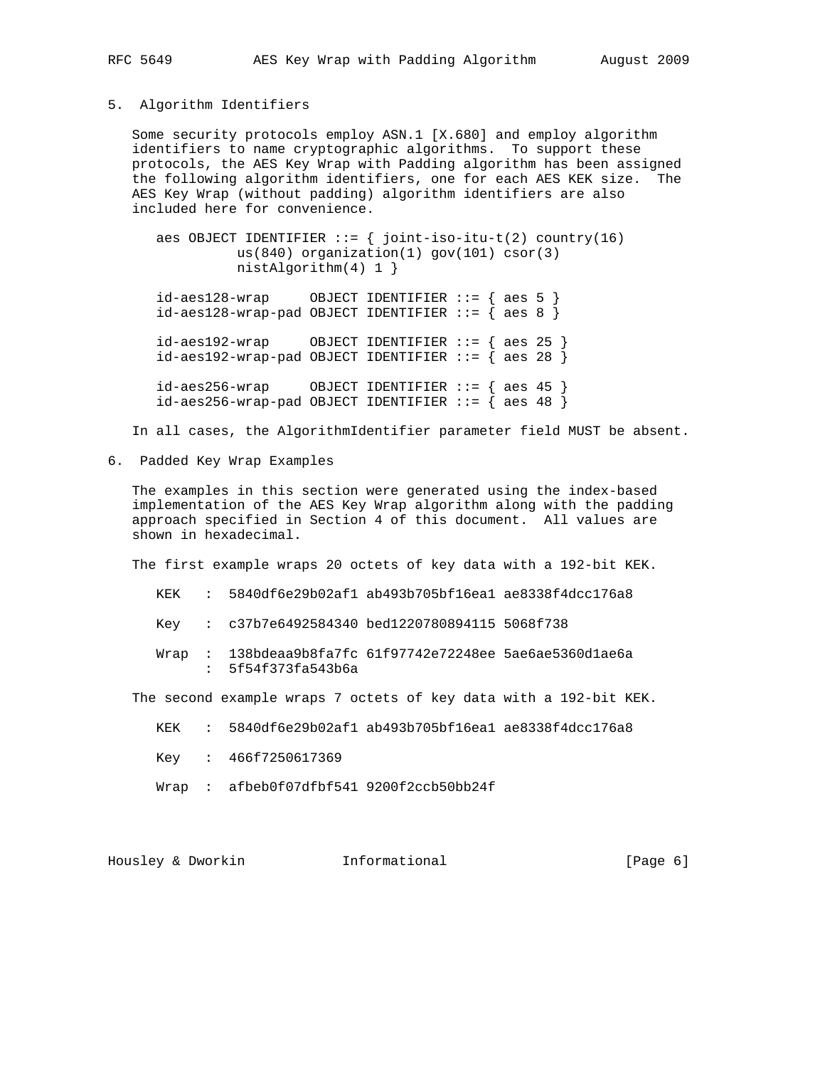## 5. Algorithm Identifiers

Some security protocols employ ASN.1 [X.680] and employ algorithm identifiers to name cryptographic algorithms. To support these protocols, the AES Key Wrap with Padding algorithm has been assigned the following algorithm identifiers, one for each AES KEK size. The AES Key Wrap (without padding) algorithm identifiers are also included here for convenience.

```
aes OBJECT IDENTIFIER ::= { joint-iso-itu-t(2) country(16)
          us(840) organization(1) gov(101) csor(3)
          nistAlgorithm(4) 1 }

id-aes128-wrap     OBJECT IDENTIFIER ::= { aes 5 }
id-aes128-wrap-pad OBJECT IDENTIFIER ::= { aes 8 }

id-aes192-wrap     OBJECT IDENTIFIER ::= { aes 25 }
id-aes192-wrap-pad OBJECT IDENTIFIER ::= { aes 28 }

id-aes256-wrap     OBJECT IDENTIFIER ::= { aes 45 }
id-aes256-wrap-pad OBJECT IDENTIFIER ::= { aes 48 }
```

In all cases, the AlgorithmIdentifier parameter field MUST be absent.

## 6. Padded Key Wrap Examples

The examples in this section were generated using the index-based implementation of the AES Key Wrap algorithm along with the padding approach specified in Section 4 of this document. All values are shown in hexadecimal.

The first example wraps 20 octets of key data with a 192-bit KEK.

```
KEK   :  5840df6e29b02af1 ab493b705bf16ea1 ae8338f4dcc176a8

Key   :  c37b7e6492584340 bed1220780894115 5068f738

Wrap  :  138bdeaa9b8fa7fc 61f97742e72248ee 5ae6ae5360d1ae6a
      :  5f54f373fa543b6a
```

The second example wraps 7 octets of key data with a 192-bit KEK.

```
KEK   :  5840df6e29b02af1 ab493b705bf16ea1 ae8338f4dcc176a8

Key   :  466f7250617369

Wrap  :  afbeb0f07dfbf541 9200f2ccb50bb24f
```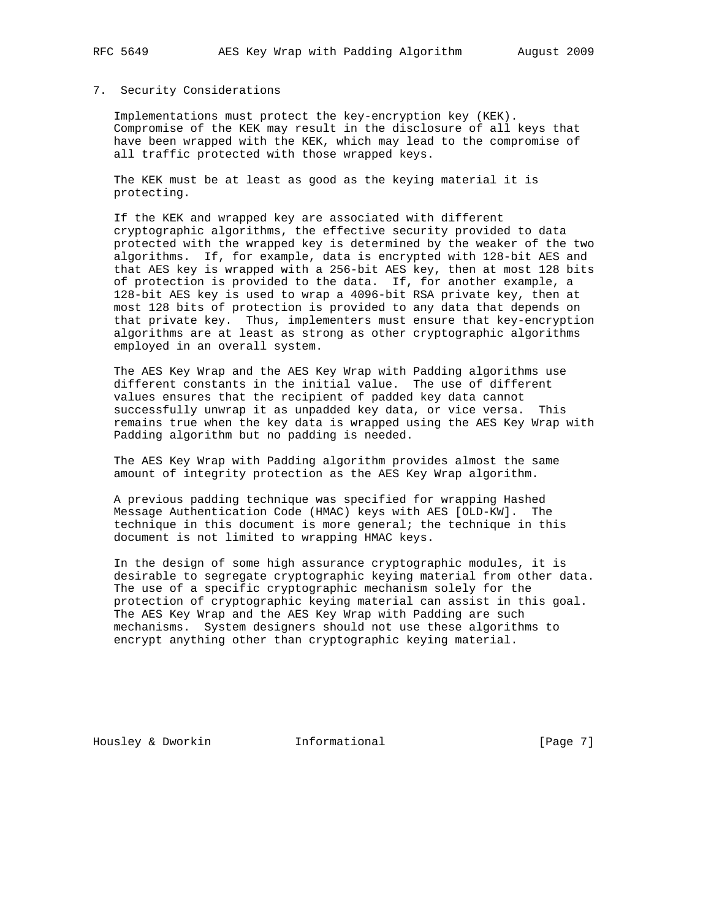## 7. Security Considerations

Implementations must protect the key-encryption key (KEK). Compromise of the KEK may result in the disclosure of all keys that have been wrapped with the KEK, which may lead to the compromise of all traffic protected with those wrapped keys.

The KEK must be at least as good as the keying material it is protecting.

If the KEK and wrapped key are associated with different cryptographic algorithms, the effective security provided to data protected with the wrapped key is determined by the weaker of the two algorithms. If, for example, data is encrypted with 128-bit AES and that AES key is wrapped with a 256-bit AES key, then at most 128 bits of protection is provided to the data. If, for another example, a 128-bit AES key is used to wrap a 4096-bit RSA private key, then at most 128 bits of protection is provided to any data that depends on that private key. Thus, implementers must ensure that key-encryption algorithms are at least as strong as other cryptographic algorithms employed in an overall system.

The AES Key Wrap and the AES Key Wrap with Padding algorithms use different constants in the initial value. The use of different values ensures that the recipient of padded key data cannot successfully unwrap it as unpadded key data, or vice versa. This remains true when the key data is wrapped using the AES Key Wrap with Padding algorithm but no padding is needed.

The AES Key Wrap with Padding algorithm provides almost the same amount of integrity protection as the AES Key Wrap algorithm.

A previous padding technique was specified for wrapping Hashed Message Authentication Code (HMAC) keys with AES [OLD-KW]. The technique in this document is more general; the technique in this document is not limited to wrapping HMAC keys.

In the design of some high assurance cryptographic modules, it is desirable to segregate cryptographic keying material from other data. The use of a specific cryptographic mechanism solely for the protection of cryptographic keying material can assist in this goal. The AES Key Wrap and the AES Key Wrap with Padding are such mechanisms. System designers should not use these algorithms to encrypt anything other than cryptographic keying material.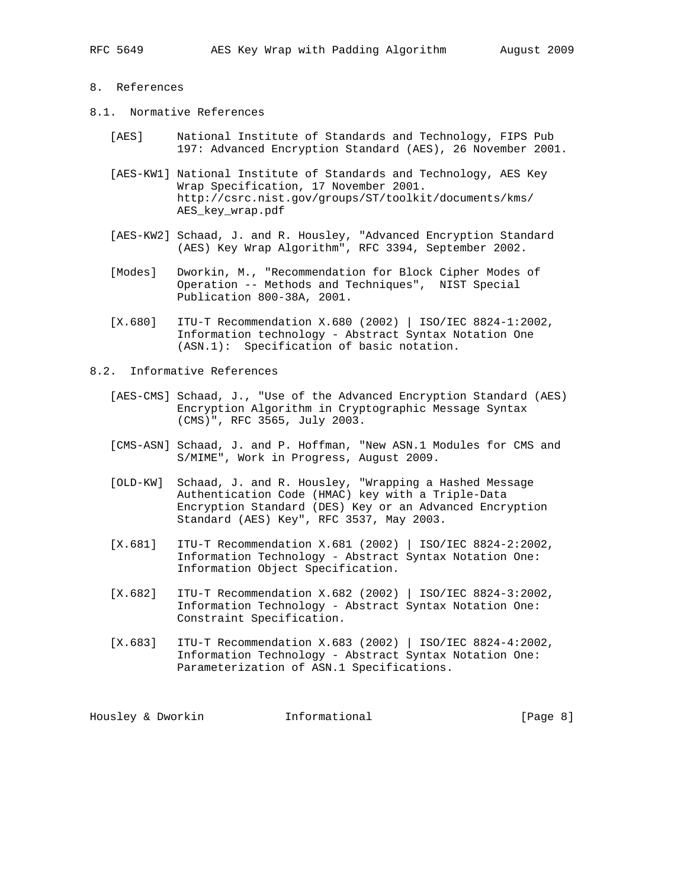# 8. References

## 8.1. Normative References

[AES] National Institute of Standards and Technology, FIPS Pub 197: Advanced Encryption Standard (AES), 26 November 2001.

[AES-KW1] National Institute of Standards and Technology, AES Key Wrap Specification, 17 November 2001. http://csrc.nist.gov/groups/ST/toolkit/documents/kms/AES_key_wrap.pdf

[AES-KW2] Schaad, J. and R. Housley, "Advanced Encryption Standard (AES) Key Wrap Algorithm", RFC 3394, September 2002.

[Modes] Dworkin, M., "Recommendation for Block Cipher Modes of Operation -- Methods and Techniques", NIST Special Publication 800-38A, 2001.

[X.680] ITU-T Recommendation X.680 (2002) | ISO/IEC 8824-1:2002, Information technology - Abstract Syntax Notation One (ASN.1): Specification of basic notation.

## 8.2. Informative References

[AES-CMS] Schaad, J., "Use of the Advanced Encryption Standard (AES) Encryption Algorithm in Cryptographic Message Syntax (CMS)", RFC 3565, July 2003.

[CMS-ASN] Schaad, J. and P. Hoffman, "New ASN.1 Modules for CMS and S/MIME", Work in Progress, August 2009.

[OLD-KW] Schaad, J. and R. Housley, "Wrapping a Hashed Message Authentication Code (HMAC) key with a Triple-Data Encryption Standard (DES) Key or an Advanced Encryption Standard (AES) Key", RFC 3537, May 2003.

[X.681] ITU-T Recommendation X.681 (2002) | ISO/IEC 8824-2:2002, Information Technology - Abstract Syntax Notation One: Information Object Specification.

[X.682] ITU-T Recommendation X.682 (2002) | ISO/IEC 8824-3:2002, Information Technology - Abstract Syntax Notation One: Constraint Specification.

[X.683] ITU-T Recommendation X.683 (2002) | ISO/IEC 8824-4:2002, Information Technology - Abstract Syntax Notation One: Parameterization of ASN.1 Specifications.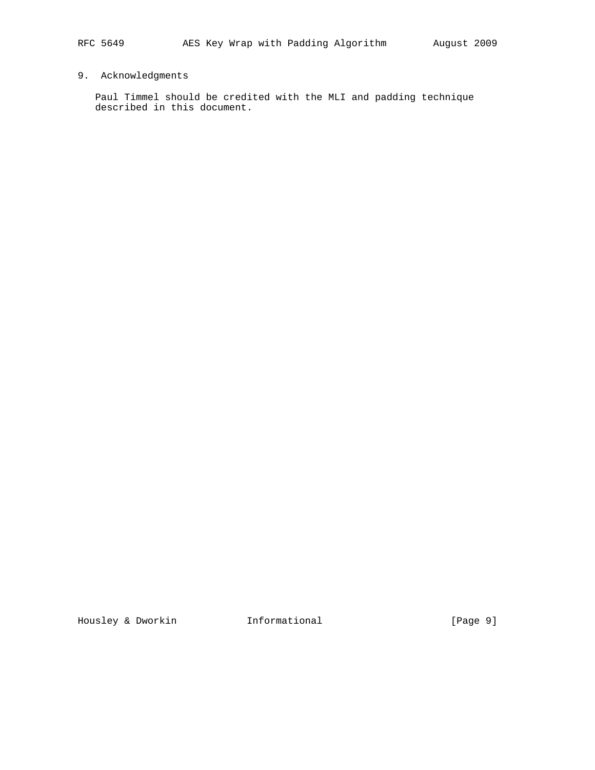## 9. Acknowledgments

Paul Timmel should be credited with the MLI and padding technique described in this document.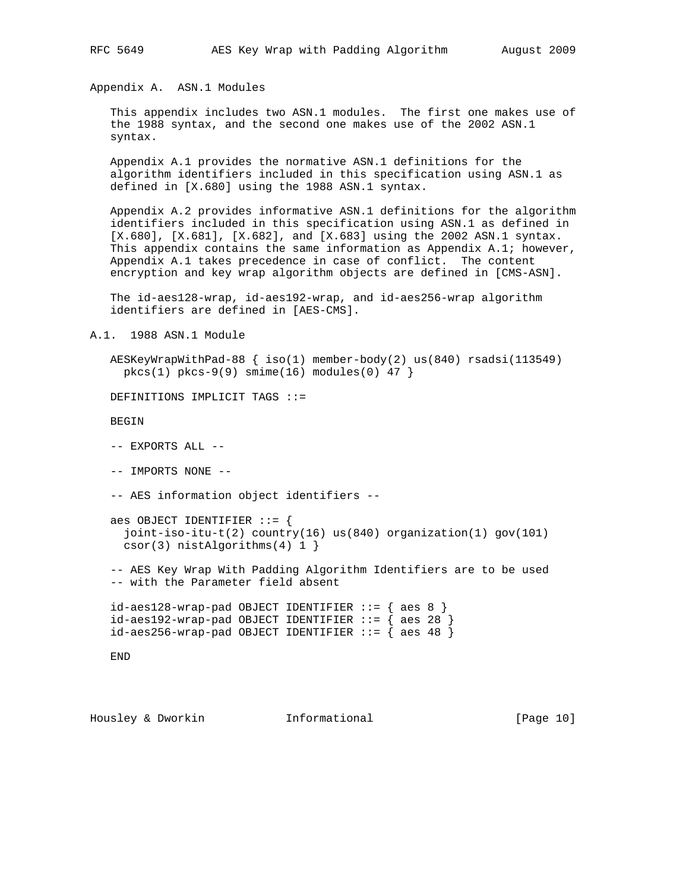## Appendix A. ASN.1 Modules

This appendix includes two ASN.1 modules. The first one makes use of the 1988 syntax, and the second one makes use of the 2002 ASN.1 syntax.

Appendix A.1 provides the normative ASN.1 definitions for the algorithm identifiers included in this specification using ASN.1 as defined in [X.680] using the 1988 ASN.1 syntax.

Appendix A.2 provides informative ASN.1 definitions for the algorithm identifiers included in this specification using ASN.1 as defined in [X.680], [X.681], [X.682], and [X.683] using the 2002 ASN.1 syntax. This appendix contains the same information as Appendix A.1; however, Appendix A.1 takes precedence in case of conflict. The content encryption and key wrap algorithm objects are defined in [CMS-ASN].

The id-aes128-wrap, id-aes192-wrap, and id-aes256-wrap algorithm identifiers are defined in [AES-CMS].

### A.1. 1988 ASN.1 Module

```
AESKeyWrapWithPad-88 { iso(1) member-body(2) us(840) rsadsi(113549)
  pkcs(1) pkcs-9(9) smime(16) modules(0) 47 }

DEFINITIONS IMPLICIT TAGS ::=

BEGIN

-- EXPORTS ALL --

-- IMPORTS NONE --

-- AES information object identifiers --

aes OBJECT IDENTIFIER ::= {
  joint-iso-itu-t(2) country(16) us(840) organization(1) gov(101)
  csor(3) nistAlgorithms(4) 1 }

-- AES Key Wrap With Padding Algorithm Identifiers are to be used
-- with the Parameter field absent

id-aes128-wrap-pad OBJECT IDENTIFIER ::= { aes 8 }
id-aes192-wrap-pad OBJECT IDENTIFIER ::= { aes 28 }
id-aes256-wrap-pad OBJECT IDENTIFIER ::= { aes 48 }

END
```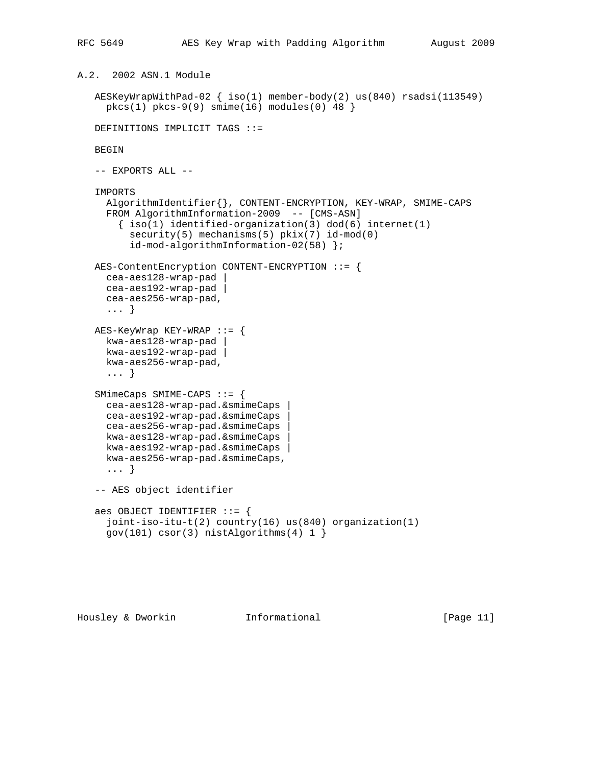## A.2. 2002 ASN.1 Module

```
AESKeyWrapWithPad-02 { iso(1) member-body(2) us(840) rsadsi(113549)
  pkcs(1) pkcs-9(9) smime(16) modules(0) 48 }

DEFINITIONS IMPLICIT TAGS ::=

BEGIN

-- EXPORTS ALL --

IMPORTS
  AlgorithmIdentifier{}, CONTENT-ENCRYPTION, KEY-WRAP, SMIME-CAPS
  FROM AlgorithmInformation-2009  -- [CMS-ASN]
    { iso(1) identified-organization(3) dod(6) internet(1)
      security(5) mechanisms(5) pkix(7) id-mod(0)
      id-mod-algorithmInformation-02(58) };

AES-ContentEncryption CONTENT-ENCRYPTION ::= {
  cea-aes128-wrap-pad |
  cea-aes192-wrap-pad |
  cea-aes256-wrap-pad,
  ... }

AES-KeyWrap KEY-WRAP ::= {
  kwa-aes128-wrap-pad |
  kwa-aes192-wrap-pad |
  kwa-aes256-wrap-pad,
  ... }

SMimeCaps SMIME-CAPS ::= {
  cea-aes128-wrap-pad.&smimeCaps |
  cea-aes192-wrap-pad.&smimeCaps |
  cea-aes256-wrap-pad.&smimeCaps |
  kwa-aes128-wrap-pad.&smimeCaps |
  kwa-aes192-wrap-pad.&smimeCaps |
  kwa-aes256-wrap-pad.&smimeCaps,
  ... }

-- AES object identifier

aes OBJECT IDENTIFIER ::= {
  joint-iso-itu-t(2) country(16) us(840) organization(1)
  gov(101) csor(3) nistAlgorithms(4) 1 }
```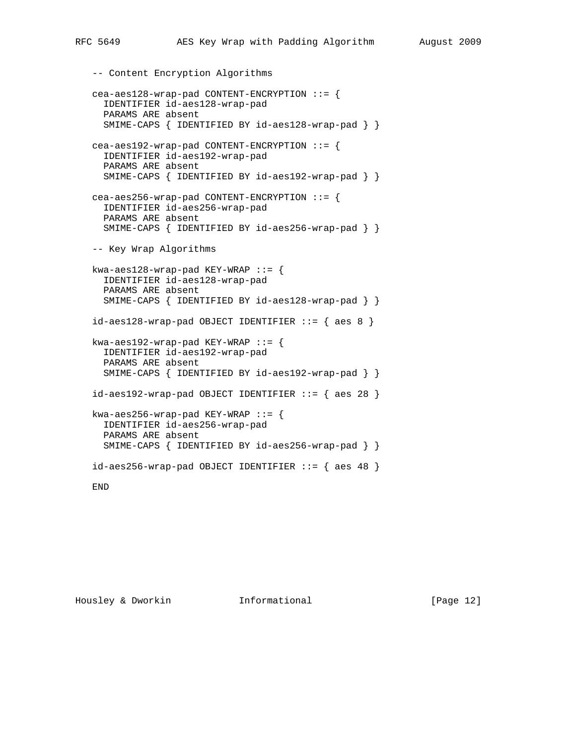```
-- Content Encryption Algorithms

cea-aes128-wrap-pad CONTENT-ENCRYPTION ::= {
  IDENTIFIER id-aes128-wrap-pad
  PARAMS ARE absent
  SMIME-CAPS { IDENTIFIED BY id-aes128-wrap-pad } }

cea-aes192-wrap-pad CONTENT-ENCRYPTION ::= {
  IDENTIFIER id-aes192-wrap-pad
  PARAMS ARE absent
  SMIME-CAPS { IDENTIFIED BY id-aes192-wrap-pad } }

cea-aes256-wrap-pad CONTENT-ENCRYPTION ::= {
  IDENTIFIER id-aes256-wrap-pad
  PARAMS ARE absent
  SMIME-CAPS { IDENTIFIED BY id-aes256-wrap-pad } }

-- Key Wrap Algorithms

kwa-aes128-wrap-pad KEY-WRAP ::= {
  IDENTIFIER id-aes128-wrap-pad
  PARAMS ARE absent
  SMIME-CAPS { IDENTIFIED BY id-aes128-wrap-pad } }

id-aes128-wrap-pad OBJECT IDENTIFIER ::= { aes 8 }

kwa-aes192-wrap-pad KEY-WRAP ::= {
  IDENTIFIER id-aes192-wrap-pad
  PARAMS ARE absent
  SMIME-CAPS { IDENTIFIED BY id-aes192-wrap-pad } }

id-aes192-wrap-pad OBJECT IDENTIFIER ::= { aes 28 }

kwa-aes256-wrap-pad KEY-WRAP ::= {
  IDENTIFIER id-aes256-wrap-pad
  PARAMS ARE absent
  SMIME-CAPS { IDENTIFIED BY id-aes256-wrap-pad } }

id-aes256-wrap-pad OBJECT IDENTIFIER ::= { aes 48 }

END
```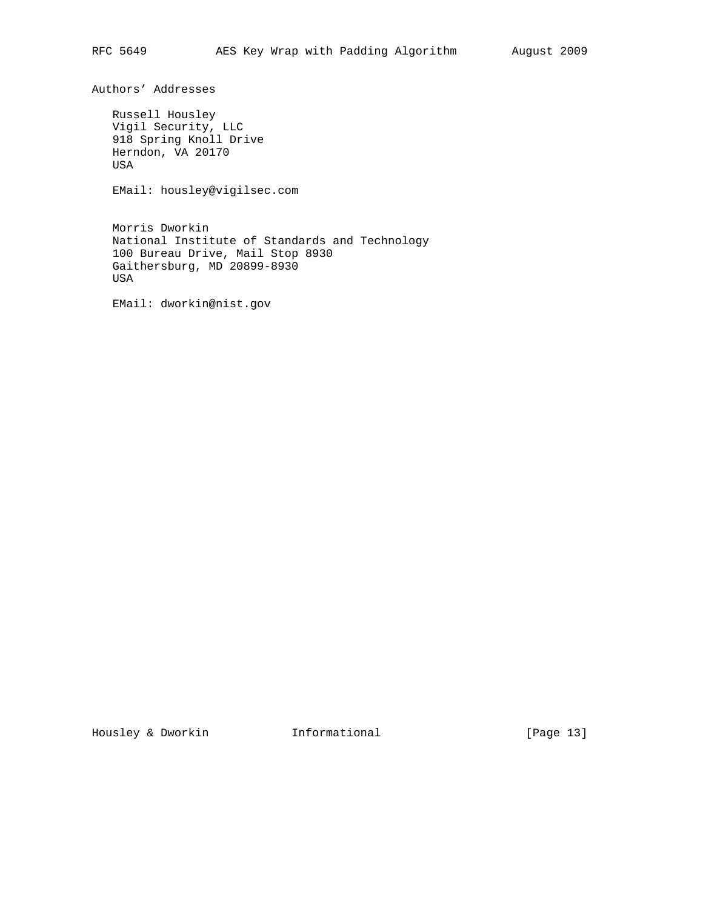## Authors' Addresses

Russell Housley
Vigil Security, LLC
918 Spring Knoll Drive
Herndon, VA 20170
USA

EMail: housley@vigilsec.com

Morris Dworkin
National Institute of Standards and Technology
100 Bureau Drive, Mail Stop 8930
Gaithersburg, MD 20899-8930
USA

EMail: dworkin@nist.gov